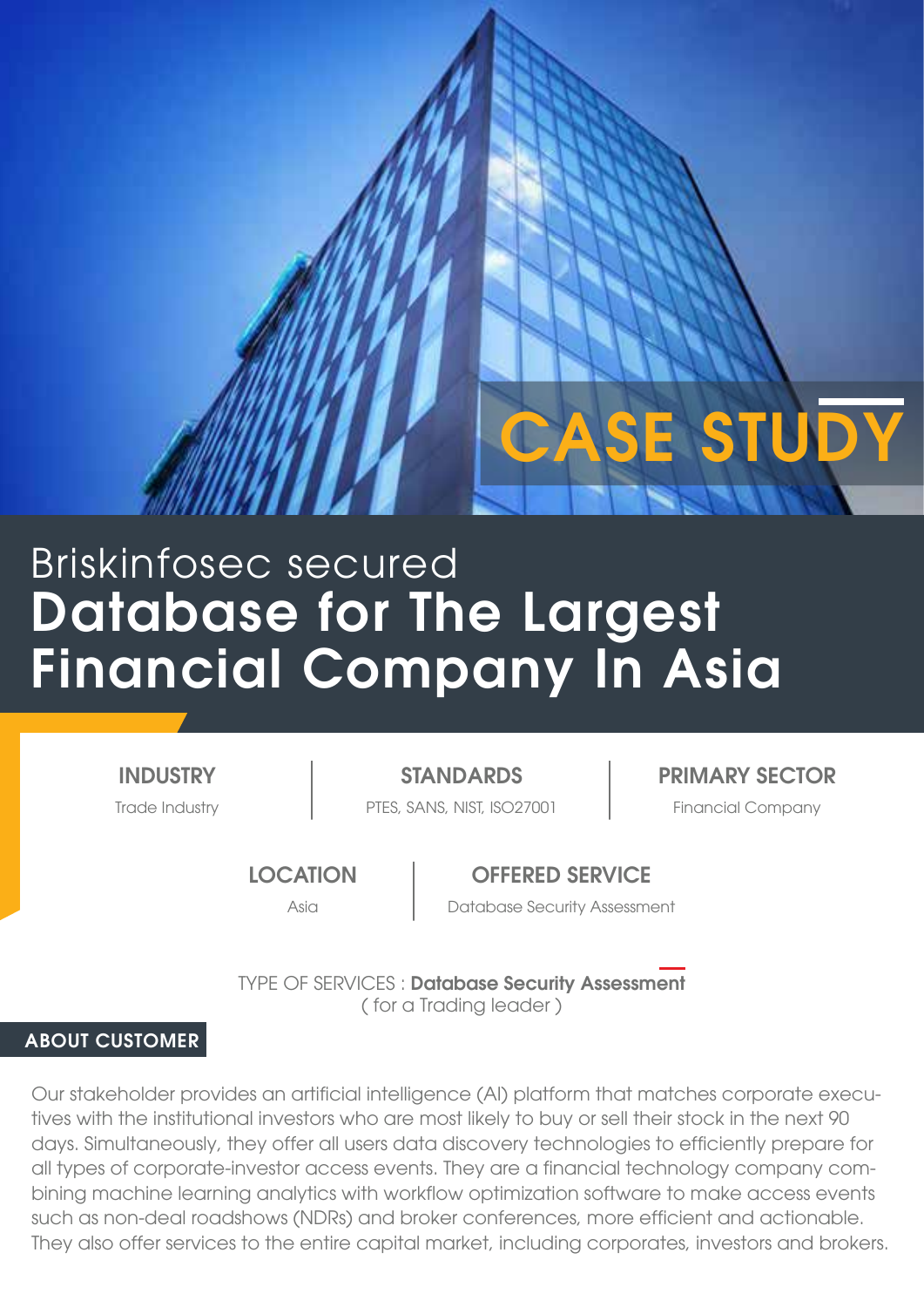# CASE STUDY

Briskinfosec secured

# Database for The Largest Financial Company In Asia

| INDUSTRY | STANDARDS | PRIMARY SECTOR |
|---|---|---|
| Trade Industry | PTES, SANS, NIST, ISO27001 | Financial Company |

| LOCATION | OFFERED SERVICE |
|---|---|
| Asia | Database Security Assessment |

TYPE OF SERVICES : **Database Security Assessment**
( for a Trading leader )

## ABOUT CUSTOMER

Our stakeholder provides an artificial intelligence (AI) platform that matches corporate executives with the institutional investors who are most likely to buy or sell their stock in the next 90 days. Simultaneously, they offer all users data discovery technologies to efficiently prepare for all types of corporate-investor access events. They are a financial technology company combining machine learning analytics with workflow optimization software to make access events such as non-deal roadshows (NDRs) and broker conferences, more efficient and actionable. They also offer services to the entire capital market, including corporates, investors and brokers.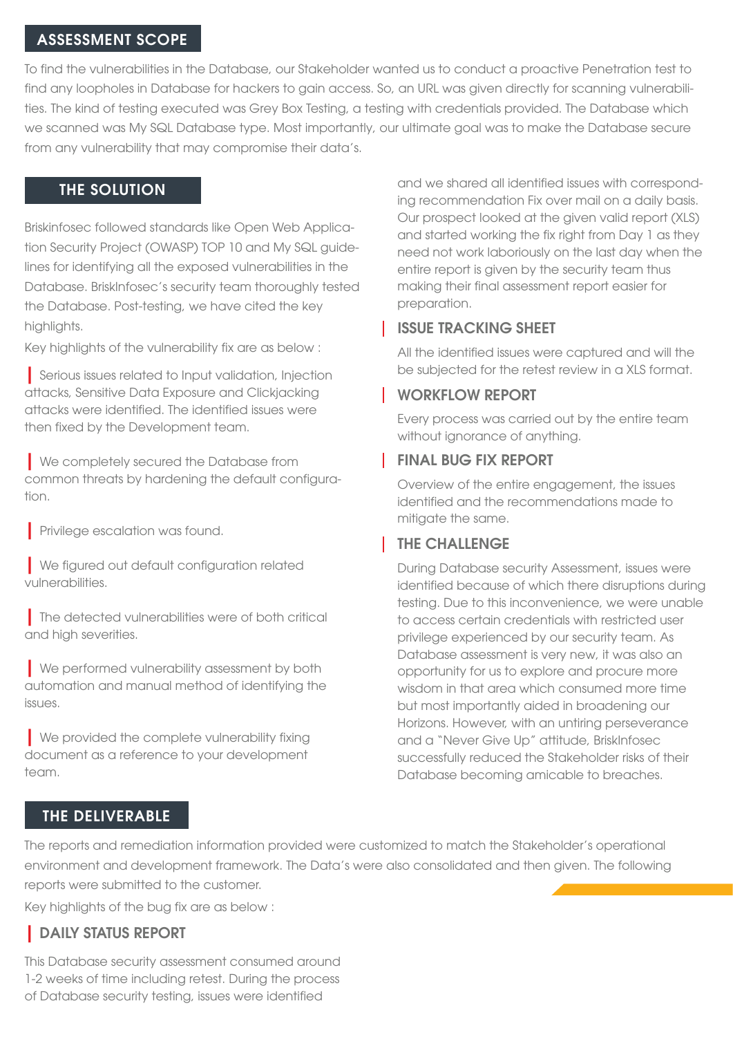## ASSESSMENT SCOPE

To find the vulnerabilities in the Database, our Stakeholder wanted us to conduct a proactive Penetration test to find any loopholes in Database for hackers to gain access. So, an URL was given directly for scanning vulnerabilities. The kind of testing executed was Grey Box Testing, a testing with credentials provided. The Database which we scanned was My SQL Database type. Most importantly, our ultimate goal was to make the Database secure from any vulnerability that may compromise their data's.

## THE SOLUTION

Briskinfosec followed standards like Open Web Application Security Project (OWASP) TOP 10 and My SQL guidelines for identifying all the exposed vulnerabilities in the Database. BriskInfosec's security team thoroughly tested the Database. Post-testing, we have cited the key highlights.

Key highlights of the vulnerability fix are as below :

- Serious issues related to Input validation, Injection attacks, Sensitive Data Exposure and Clickjacking attacks were identified. The identified issues were then fixed by the Development team.
- We completely secured the Database from common threats by hardening the default configuration.
- Privilege escalation was found.
- We figured out default configuration related vulnerabilities.
- The detected vulnerabilities were of both critical and high severities.
- We performed vulnerability assessment by both automation and manual method of identifying the issues.
- We provided the complete vulnerability fixing document as a reference to your development team.

## THE DELIVERABLE

The reports and remediation information provided were customized to match the Stakeholder's operational environment and development framework. The Data's were also consolidated and then given. The following reports were submitted to the customer.

Key highlights of the bug fix are as below :

### DAILY STATUS REPORT

This Database security assessment consumed around 1-2 weeks of time including retest. During the process of Database security testing, issues were identified and we shared all identified issues with corresponding recommendation Fix over mail on a daily basis. Our prospect looked at the given valid report (XLS) and started working the fix right from Day 1 as they need not work laboriously on the last day when the entire report is given by the security team thus making their final assessment report easier for preparation.

### ISSUE TRACKING SHEET

All the identified issues were captured and will the be subjected for the retest review in a XLS format.

### WORKFLOW REPORT

Every process was carried out by the entire team without ignorance of anything.

### FINAL BUG FIX REPORT

Overview of the entire engagement, the issues identified and the recommendations made to mitigate the same.

### THE CHALLENGE

During Database security Assessment, issues were identified because of which there disruptions during testing. Due to this inconvenience, we were unable to access certain credentials with restricted user privilege experienced by our security team. As Database assessment is very new, it was also an opportunity for us to explore and procure more wisdom in that area which consumed more time but most importantly aided in broadening our Horizons. However, with an untiring perseverance and a "Never Give Up" attitude, BriskInfosec successfully reduced the Stakeholder risks of their Database becoming amicable to breaches.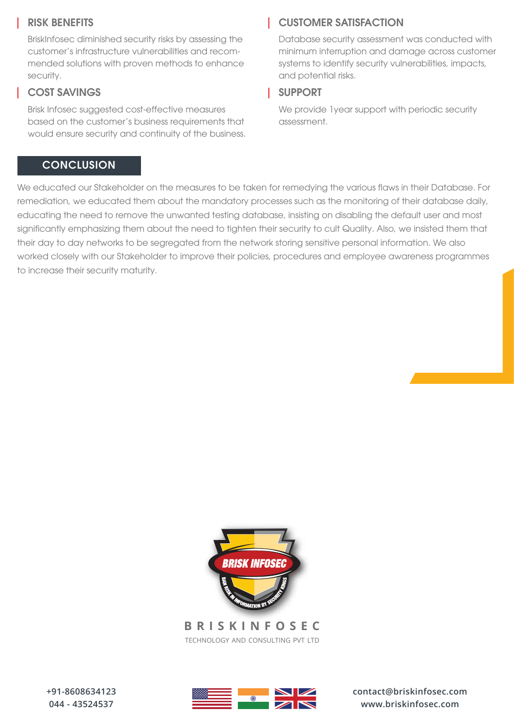## RISK BENEFITS

BriskInfosec diminished security risks by assessing the customer's infrastructure vulnerabilities and recommended solutions with proven methods to enhance security.

## COST SAVINGS

Brisk Infosec suggested cost-effective measures based on the customer's business requirements that would ensure security and continuity of the business.

## CUSTOMER SATISFACTION

Database security assessment was conducted with minimum interruption and damage across customer systems to identify security vulnerabilities, impacts, and potential risks.

## SUPPORT

We provide 1year support with periodic security assessment.

## CONCLUSION

We educated our Stakeholder on the measures to be taken for remedying the various flaws in their Database. For remediation, we educated them about the mandatory processes such as the monitoring of their database daily, educating the need to remove the unwanted testing database, insisting on disabling the default user and most significantly emphasizing them about the need to tighten their security to cult Quality. Also, we insisted them that their day to day networks to be segregated from the network storing sensitive personal information. We also worked closely with our Stakeholder to improve their policies, procedures and employee awareness programmes to increase their security maturity.

BRISK INFOSEC

BAN RISK IN INFORMATION BY SECURITY KINGS

BRISKINFOSEC

TECHNOLOGY AND CONSULTING PVT LTD

+91-8608634123
044 - 43524537

contact@briskinfosec.com
www.briskinfosec.com